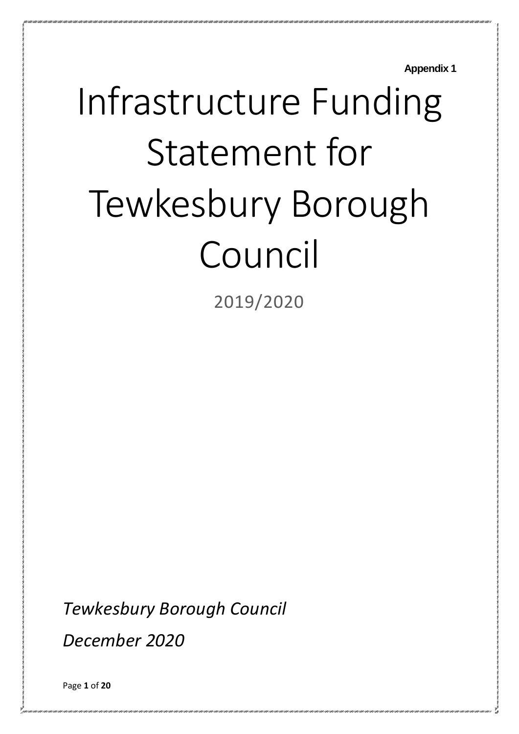**Appendix 1**

# Infrastructure Funding Statement for Tewkesbury Borough Council

2019/2020

*Tewkesbury Borough Council*

*December 2020*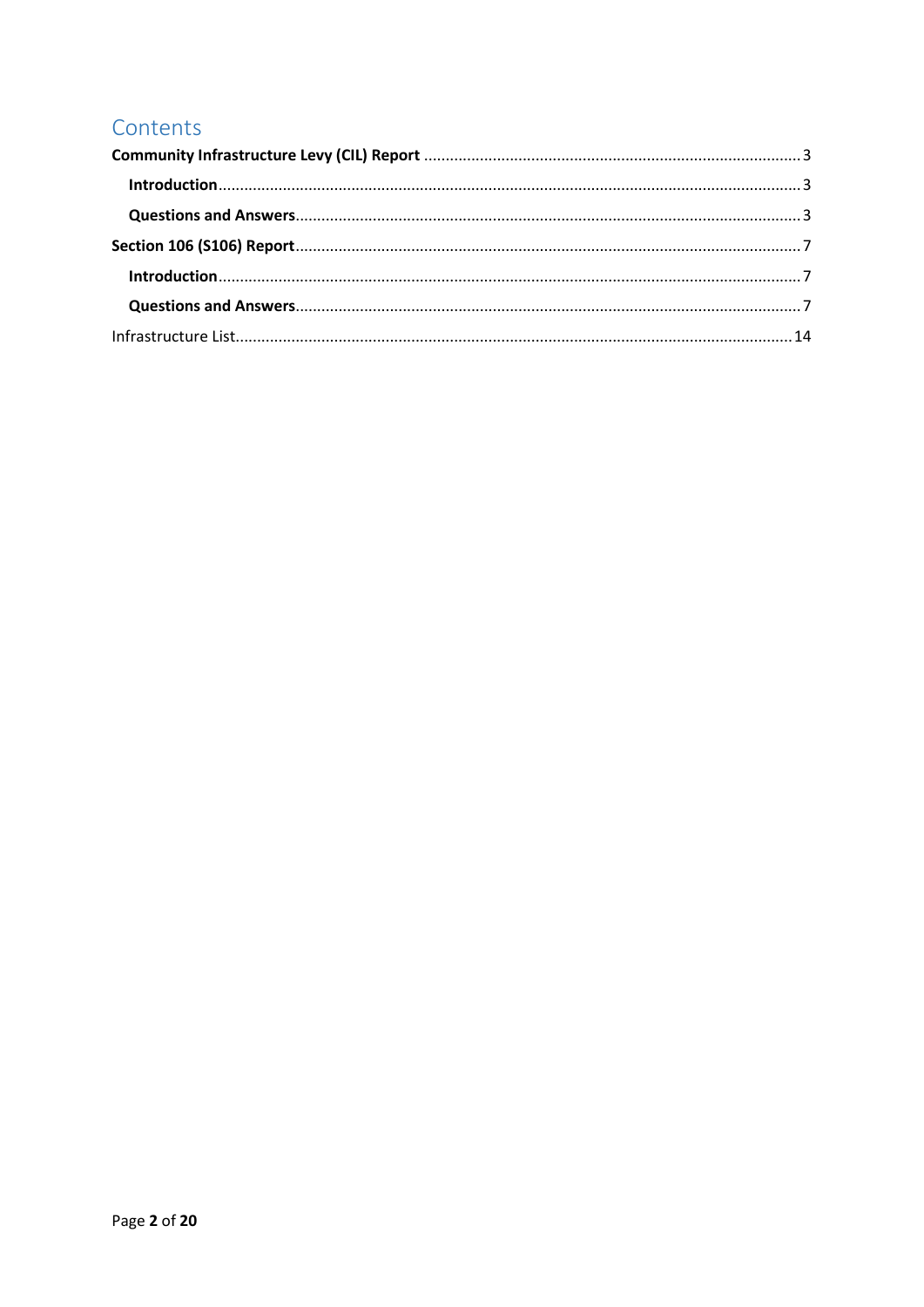# Contents

**Community Infrastructure Levy (CIL) Report** ........................................ 3

**Introduction** ........................................ 3

**Questions and Answers** ........................................ 3

**Section 106 (S106) Report** ........................................ 7

**Introduction** ........................................ 7

**Questions and Answers** ........................................ 7

Infrastructure List ........................................ 14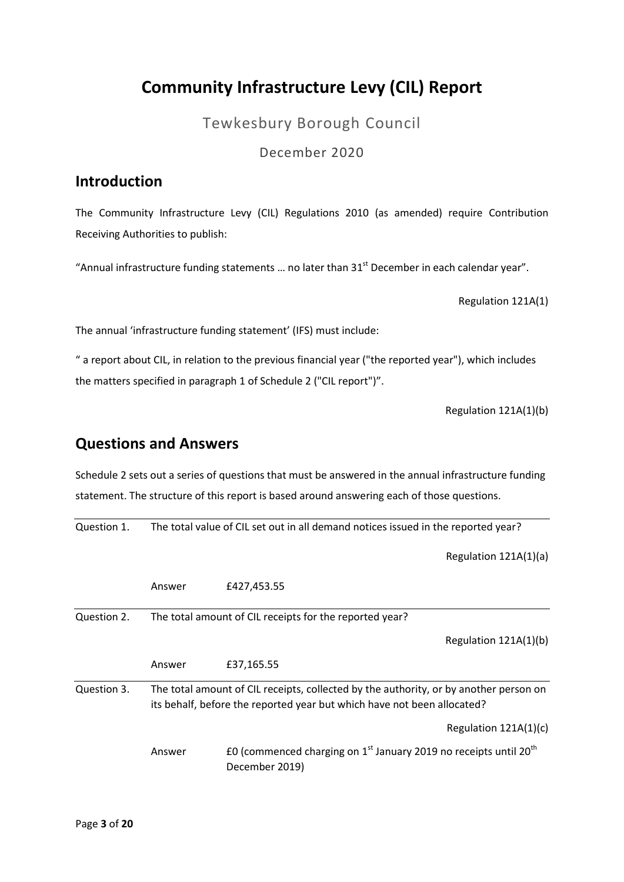# Community Infrastructure Levy (CIL) Report

Tewkesbury Borough Council

December 2020

## Introduction

The Community Infrastructure Levy (CIL) Regulations 2010 (as amended) require Contribution Receiving Authorities to publish:

"Annual infrastructure funding statements … no later than 31st December in each calendar year".

Regulation 121A(1)

The annual 'infrastructure funding statement' (IFS) must include:

" a report about CIL, in relation to the previous financial year ("the reported year"), which includes the matters specified in paragraph 1 of Schedule 2 ("CIL report")".

Regulation 121A(1)(b)

## Questions and Answers

Schedule 2 sets out a series of questions that must be answered in the annual infrastructure funding statement. The structure of this report is based around answering each of those questions.

**Question 1.** The total value of CIL set out in all demand notices issued in the reported year?

Regulation 121A(1)(a)

Answer: £427,453.55

**Question 2.** The total amount of CIL receipts for the reported year?

Regulation 121A(1)(b)

Answer: £37,165.55

**Question 3.** The total amount of CIL receipts, collected by the authority, or by another person on its behalf, before the reported year but which have not been allocated?

Regulation 121A(1)(c)

Answer: £0 (commenced charging on 1st January 2019 no receipts until 20th December 2019)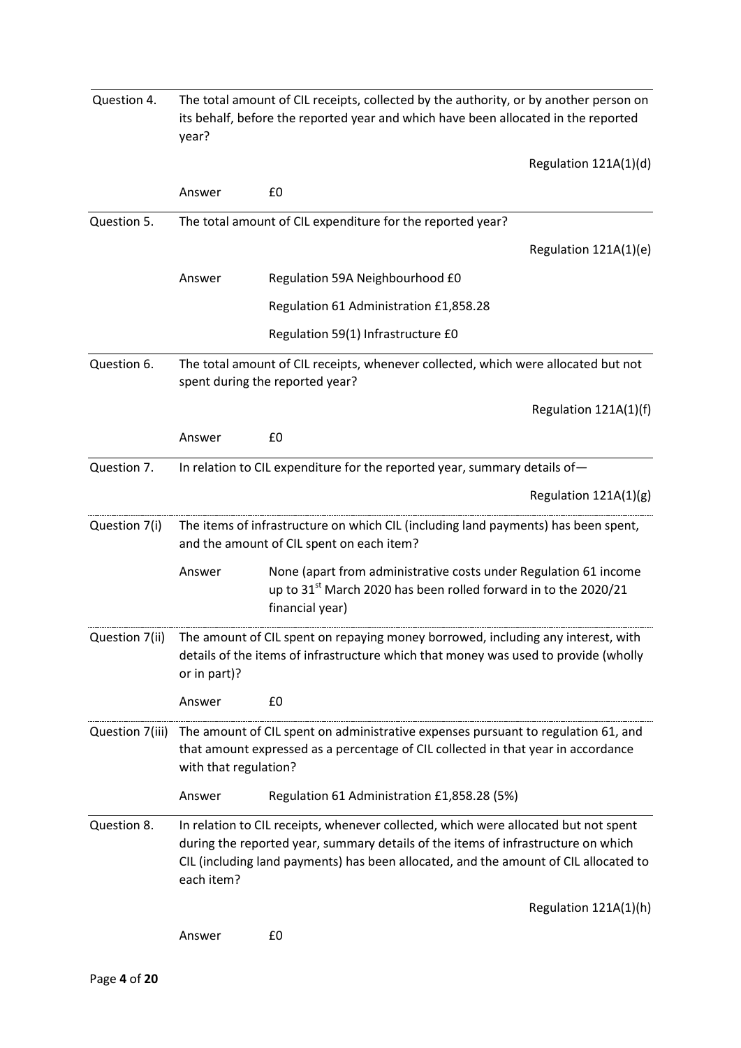**Question 4.** The total amount of CIL receipts, collected by the authority, or by another person on its behalf, before the reported year and which have been allocated in the reported year?

Regulation 121A(1)(d)

Answer: £0

---

**Question 5.** The total amount of CIL expenditure for the reported year?

Regulation 121A(1)(e)

Answer:

Regulation 59A Neighbourhood £0

Regulation 61 Administration £1,858.28

Regulation 59(1) Infrastructure £0

---

**Question 6.** The total amount of CIL receipts, whenever collected, which were allocated but not spent during the reported year?

Regulation 121A(1)(f)

Answer: £0

---

**Question 7.** In relation to CIL expenditure for the reported year, summary details of—

Regulation 121A(1)(g)

**Question 7(i)** The items of infrastructure on which CIL (including land payments) has been spent, and the amount of CIL spent on each item?

Answer: None (apart from administrative costs under Regulation 61 income up to 31st March 2020 has been rolled forward in to the 2020/21 financial year)

**Question 7(ii)** The amount of CIL spent on repaying money borrowed, including any interest, with details of the items of infrastructure which that money was used to provide (wholly or in part)?

Answer: £0

**Question 7(iii)** The amount of CIL spent on administrative expenses pursuant to regulation 61, and that amount expressed as a percentage of CIL collected in that year in accordance with that regulation?

Answer: Regulation 61 Administration £1,858.28 (5%)

---

**Question 8.** In relation to CIL receipts, whenever collected, which were allocated but not spent during the reported year, summary details of the items of infrastructure on which CIL (including land payments) has been allocated, and the amount of CIL allocated to each item?

Regulation 121A(1)(h)

Answer: £0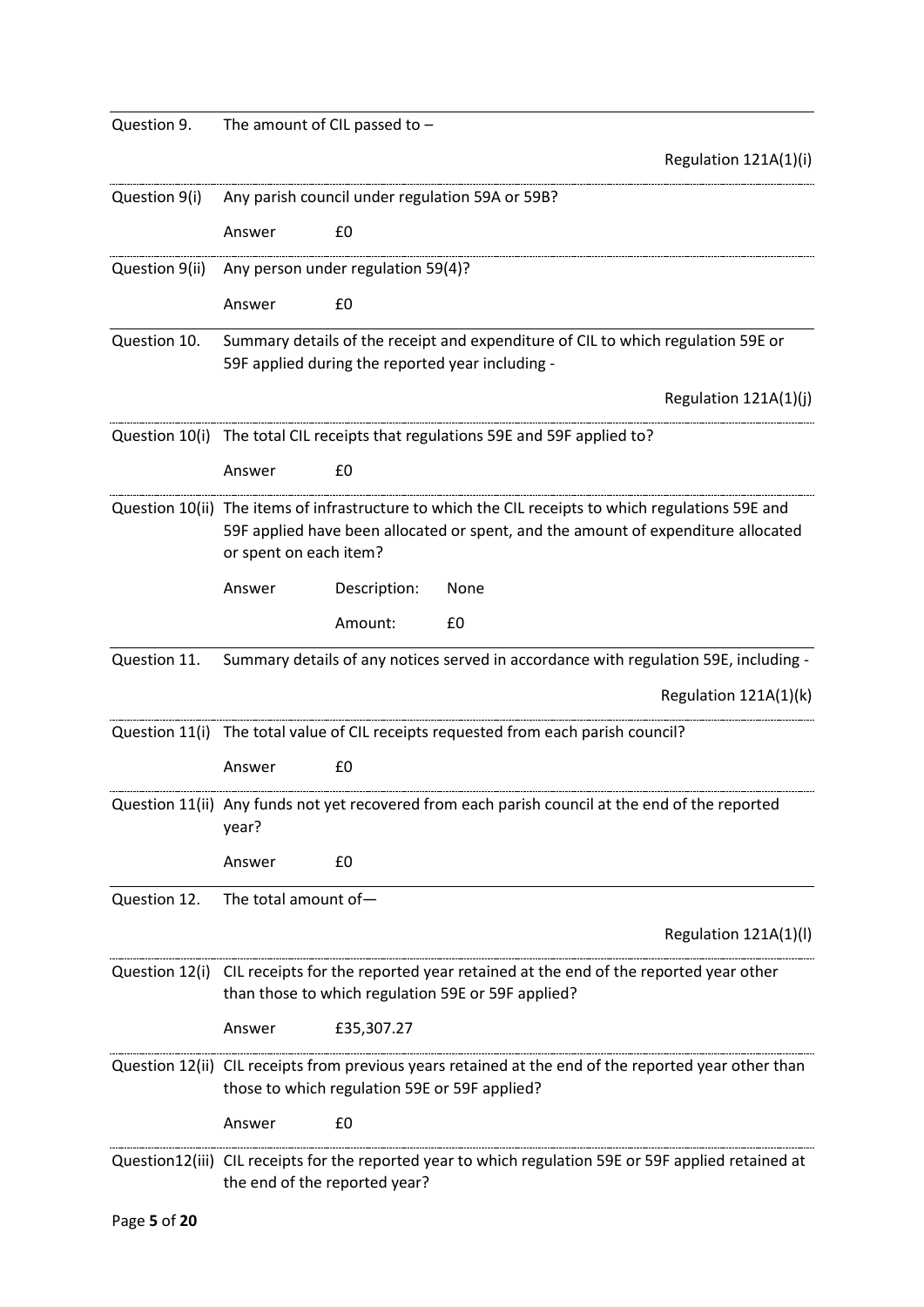| | |
|---|---|
| Question 9. | The amount of CIL passed to – |
| | Regulation 121A(1)(i) |
| Question 9(i) | Any parish council under regulation 59A or 59B? |
| | Answer £0 |
| Question 9(ii) | Any person under regulation 59(4)? |
| | Answer £0 |
| Question 10. | Summary details of the receipt and expenditure of CIL to which regulation 59E or 59F applied during the reported year including - |
| | Regulation 121A(1)(j) |
| Question 10(i) | The total CIL receipts that regulations 59E and 59F applied to? |
| | Answer £0 |
| Question 10(ii) | The items of infrastructure to which the CIL receipts to which regulations 59E and 59F applied have been allocated or spent, and the amount of expenditure allocated or spent on each item? |
| | Answer Description: None |
| | Amount: £0 |
| Question 11. | Summary details of any notices served in accordance with regulation 59E, including - |
| | Regulation 121A(1)(k) |
| Question 11(i) | The total value of CIL receipts requested from each parish council? |
| | Answer £0 |
| Question 11(ii) | Any funds not yet recovered from each parish council at the end of the reported year? |
| | Answer £0 |
| Question 12. | The total amount of— |
| | Regulation 121A(1)(l) |
| Question 12(i) | CIL receipts for the reported year retained at the end of the reported year other than those to which regulation 59E or 59F applied? |
| | Answer £35,307.27 |
| Question 12(ii) | CIL receipts from previous years retained at the end of the reported year other than those to which regulation 59E or 59F applied? |
| | Answer £0 |
| Question12(iii) | CIL receipts for the reported year to which regulation 59E or 59F applied retained at the end of the reported year? |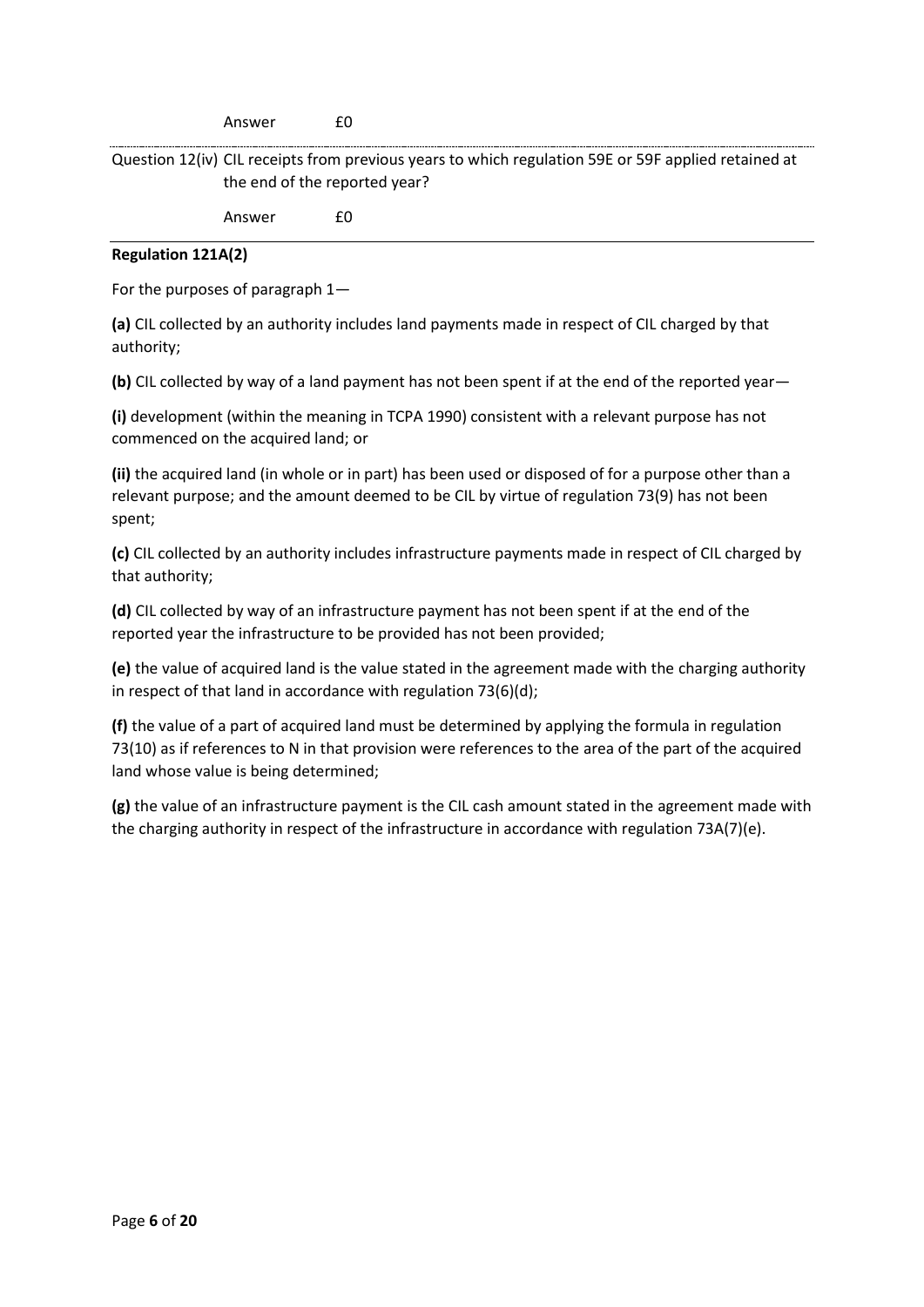Answer £0

Question 12(iv) CIL receipts from previous years to which regulation 59E or 59F applied retained at the end of the reported year?

Answer £0

---

**Regulation 121A(2)**

For the purposes of paragraph 1—

**(a)** CIL collected by an authority includes land payments made in respect of CIL charged by that authority;

**(b)** CIL collected by way of a land payment has not been spent if at the end of the reported year—

**(i)** development (within the meaning in TCPA 1990) consistent with a relevant purpose has not commenced on the acquired land; or

**(ii)** the acquired land (in whole or in part) has been used or disposed of for a purpose other than a relevant purpose; and the amount deemed to be CIL by virtue of regulation 73(9) has not been spent;

**(c)** CIL collected by an authority includes infrastructure payments made in respect of CIL charged by that authority;

**(d)** CIL collected by way of an infrastructure payment has not been spent if at the end of the reported year the infrastructure to be provided has not been provided;

**(e)** the value of acquired land is the value stated in the agreement made with the charging authority in respect of that land in accordance with regulation 73(6)(d);

**(f)** the value of a part of acquired land must be determined by applying the formula in regulation 73(10) as if references to N in that provision were references to the area of the part of the acquired land whose value is being determined;

**(g)** the value of an infrastructure payment is the CIL cash amount stated in the agreement made with the charging authority in respect of the infrastructure in accordance with regulation 73A(7)(e).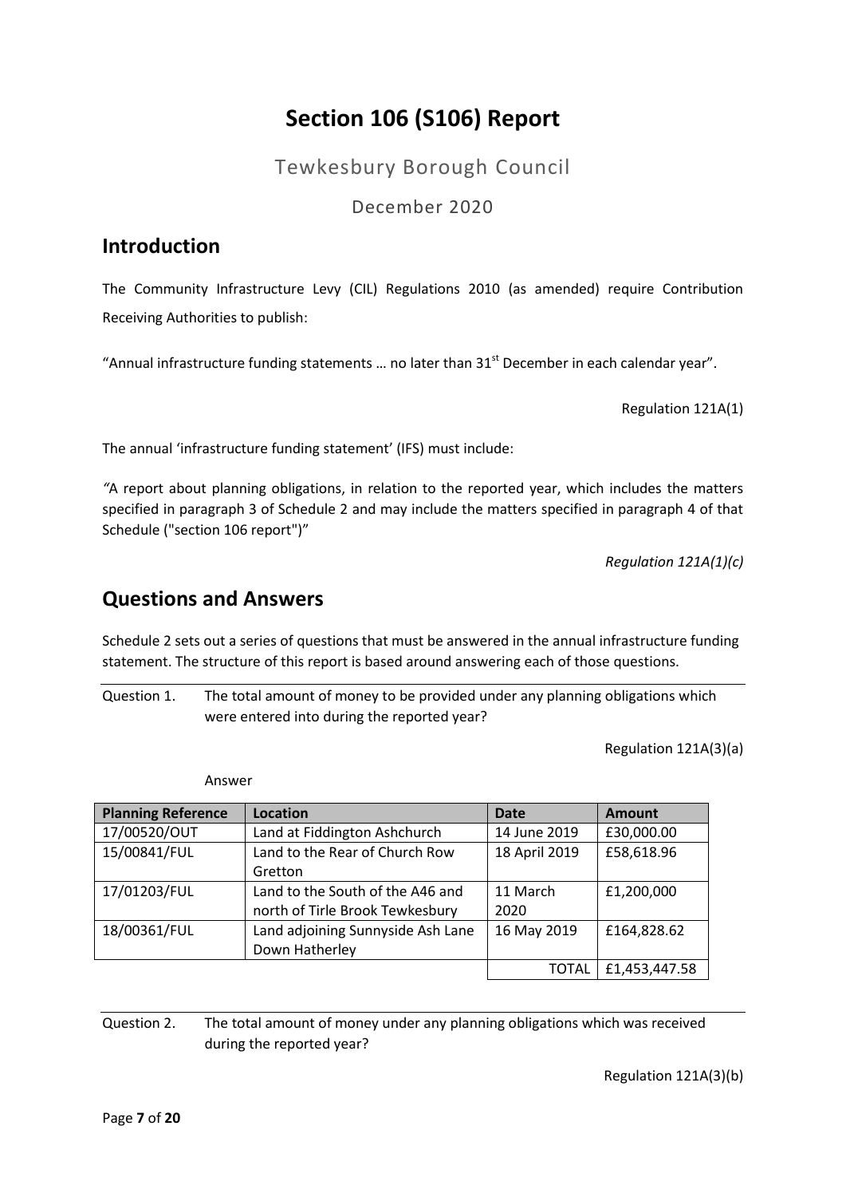# Section 106 (S106) Report

Tewkesbury Borough Council

December 2020

## Introduction

The Community Infrastructure Levy (CIL) Regulations 2010 (as amended) require Contribution Receiving Authorities to publish:

"Annual infrastructure funding statements … no later than 31st December in each calendar year".

Regulation 121A(1)

The annual 'infrastructure funding statement' (IFS) must include:

*"*A report about planning obligations, in relation to the reported year, which includes the matters specified in paragraph 3 of Schedule 2 and may include the matters specified in paragraph 4 of that Schedule ("section 106 report")"

*Regulation 121A(1)(c)*

## Questions and Answers

Schedule 2 sets out a series of questions that must be answered in the annual infrastructure funding statement. The structure of this report is based around answering each of those questions.

Question 1. The total amount of money to be provided under any planning obligations which were entered into during the reported year?

Regulation 121A(3)(a)

Answer

| Planning Reference | Location | Date | Amount |
|---|---|---|---|
| 17/00520/OUT | Land at Fiddington Ashchurch | 14 June 2019 | £30,000.00 |
| 15/00841/FUL | Land to the Rear of Church Row Gretton | 18 April 2019 | £58,618.96 |
| 17/01203/FUL | Land to the South of the A46 and north of Tirle Brook Tewkesbury | 11 March 2020 | £1,200,000 |
| 18/00361/FUL | Land adjoining Sunnyside Ash Lane Down Hatherley | 16 May 2019 | £164,828.62 |
| | | TOTAL | £1,453,447.58 |

Question 2. The total amount of money under any planning obligations which was received during the reported year?

Regulation 121A(3)(b)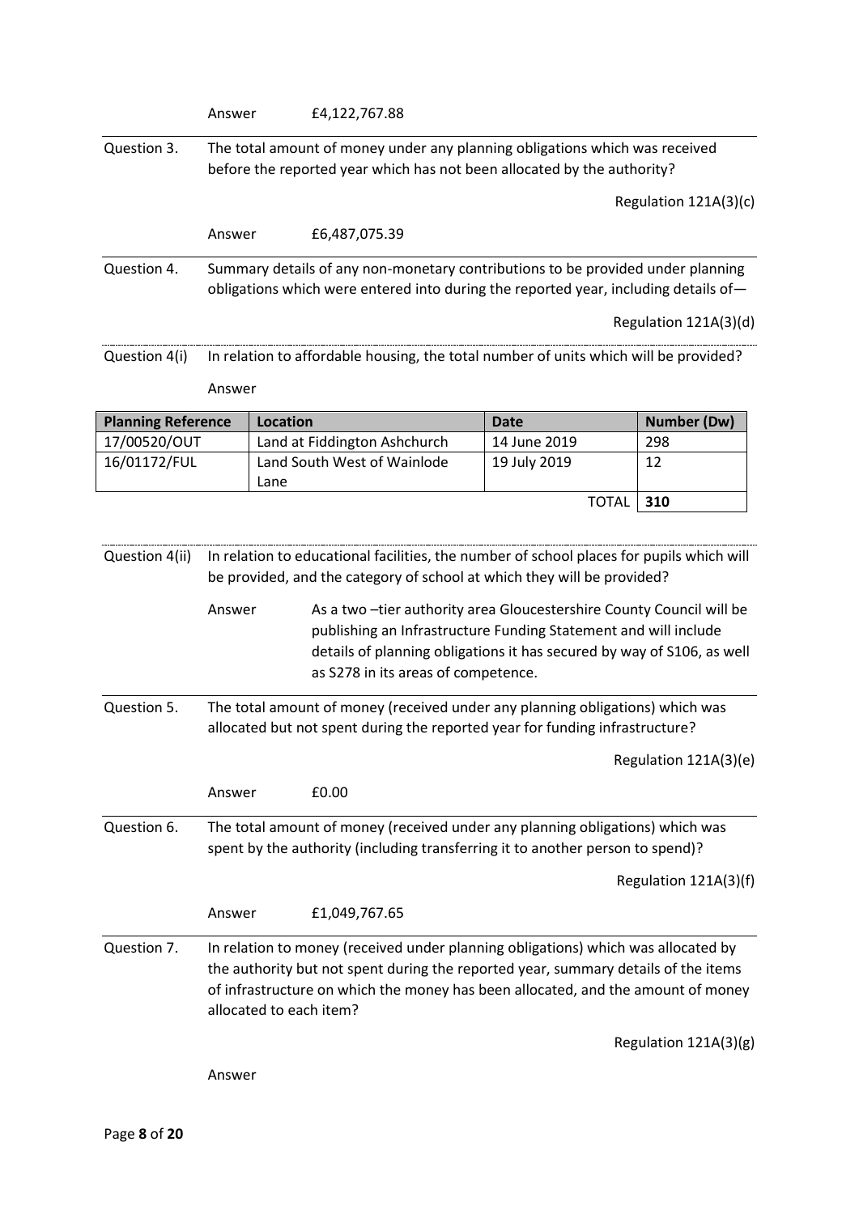Answer £4,122,767.88

Question 3. The total amount of money under any planning obligations which was received before the reported year which has not been allocated by the authority?

Regulation 121A(3)(c)

Answer £6,487,075.39

Question 4. Summary details of any non-monetary contributions to be provided under planning obligations which were entered into during the reported year, including details of—

Regulation 121A(3)(d)

Question 4(i) In relation to affordable housing, the total number of units which will be provided?

Answer

| Planning Reference | Location | Date | Number (Dw) |
|---|---|---|---|
| 17/00520/OUT | Land at Fiddington Ashchurch | 14 June 2019 | 298 |
| 16/01172/FUL | Land South West of Wainlode Lane | 19 July 2019 | 12 |
| | | TOTAL | **310** |

Question 4(ii) In relation to educational facilities, the number of school places for pupils which will be provided, and the category of school at which they will be provided?

Answer As a two –tier authority area Gloucestershire County Council will be publishing an Infrastructure Funding Statement and will include details of planning obligations it has secured by way of S106, as well as S278 in its areas of competence.

Question 5. The total amount of money (received under any planning obligations) which was allocated but not spent during the reported year for funding infrastructure?

Regulation 121A(3)(e)

Answer £0.00

Question 6. The total amount of money (received under any planning obligations) which was spent by the authority (including transferring it to another person to spend)?

Regulation 121A(3)(f)

Answer £1,049,767.65

Question 7. In relation to money (received under planning obligations) which was allocated by the authority but not spent during the reported year, summary details of the items of infrastructure on which the money has been allocated, and the amount of money allocated to each item?

Regulation 121A(3)(g)

Answer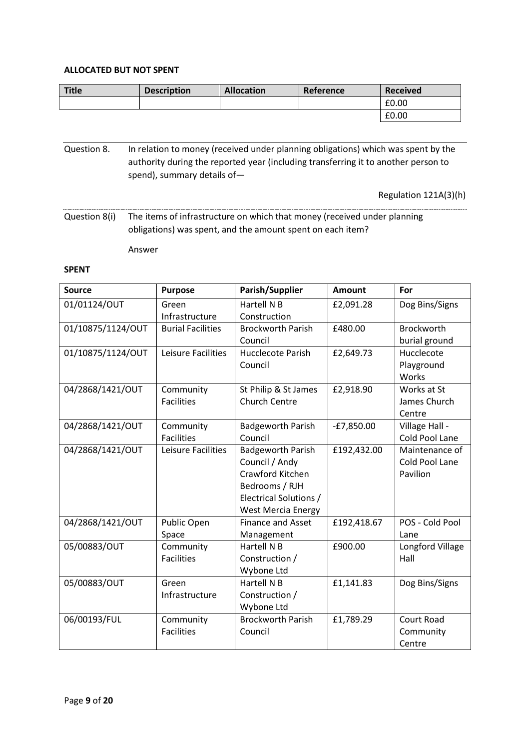**ALLOCATED BUT NOT SPENT**

| Title | Description | Allocation | Reference | Received |
|---|---|---|---|---|
| | | | | £0.00 |
| | | | | £0.00 |

Question 8. In relation to money (received under planning obligations) which was spent by the authority during the reported year (including transferring it to another person to spend), summary details of—

Regulation 121A(3)(h)

Question 8(i) The items of infrastructure on which that money (received under planning obligations) was spent, and the amount spent on each item?

Answer

**SPENT**

| Source | Purpose | Parish/Supplier | Amount | For |
|---|---|---|---|---|
| 01/01124/OUT | Green Infrastructure | Hartell N B Construction | £2,091.28 | Dog Bins/Signs |
| 01/10875/1124/OUT | Burial Facilities | Brockworth Parish Council | £480.00 | Brockworth burial ground |
| 01/10875/1124/OUT | Leisure Facilities | Hucclecote Parish Council | £2,649.73 | Hucclecote Playground Works |
| 04/2868/1421/OUT | Community Facilities | St Philip & St James Church Centre | £2,918.90 | Works at St James Church Centre |
| 04/2868/1421/OUT | Community Facilities | Badgeworth Parish Council | -£7,850.00 | Village Hall - Cold Pool Lane |
| 04/2868/1421/OUT | Leisure Facilities | Badgeworth Parish Council / Andy Crawford Kitchen Bedrooms / RJH Electrical Solutions / West Mercia Energy | £192,432.00 | Maintenance of Cold Pool Lane Pavilion |
| 04/2868/1421/OUT | Public Open Space | Finance and Asset Management | £192,418.67 | POS - Cold Pool Lane |
| 05/00883/OUT | Community Facilities | Hartell N B Construction / Wybone Ltd | £900.00 | Longford Village Hall |
| 05/00883/OUT | Green Infrastructure | Hartell N B Construction / Wybone Ltd | £1,141.83 | Dog Bins/Signs |
| 06/00193/FUL | Community Facilities | Brockworth Parish Council | £1,789.29 | Court Road Community Centre |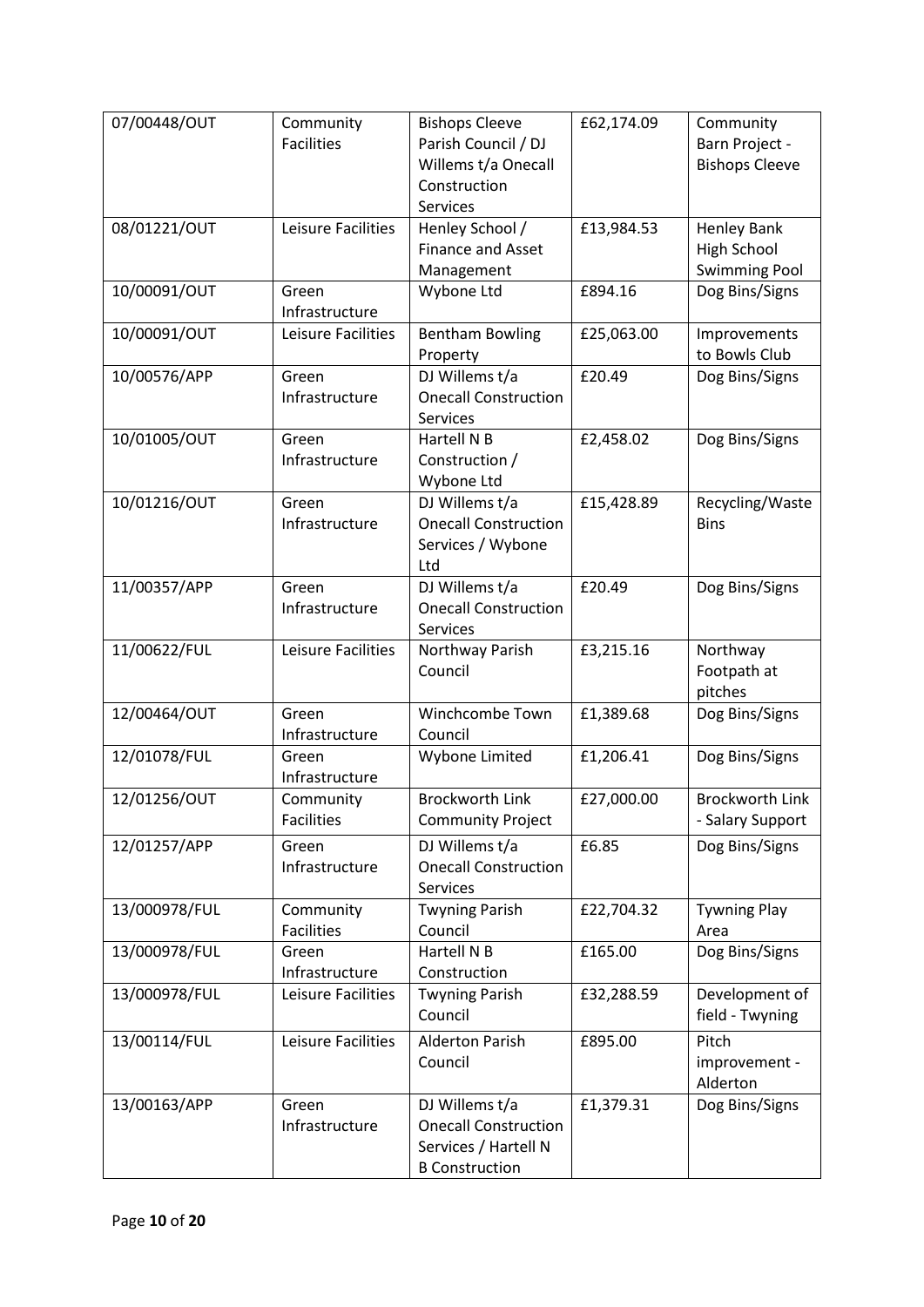| 07/00448/OUT | Community Facilities | Bishops Cleeve Parish Council / DJ Willems t/a Onecall Construction Services | £62,174.09 | Community Barn Project - Bishops Cleeve |
|---|---|---|---|---|
| 08/01221/OUT | Leisure Facilities | Henley School / Finance and Asset Management | £13,984.53 | Henley Bank High School Swimming Pool |
| 10/00091/OUT | Green Infrastructure | Wybone Ltd | £894.16 | Dog Bins/Signs |
| 10/00091/OUT | Leisure Facilities | Bentham Bowling Property | £25,063.00 | Improvements to Bowls Club |
| 10/00576/APP | Green Infrastructure | DJ Willems t/a Onecall Construction Services | £20.49 | Dog Bins/Signs |
| 10/01005/OUT | Green Infrastructure | Hartell N B Construction / Wybone Ltd | £2,458.02 | Dog Bins/Signs |
| 10/01216/OUT | Green Infrastructure | DJ Willems t/a Onecall Construction Services / Wybone Ltd | £15,428.89 | Recycling/Waste Bins |
| 11/00357/APP | Green Infrastructure | DJ Willems t/a Onecall Construction Services | £20.49 | Dog Bins/Signs |
| 11/00622/FUL | Leisure Facilities | Northway Parish Council | £3,215.16 | Northway Footpath at pitches |
| 12/00464/OUT | Green Infrastructure | Winchcombe Town Council | £1,389.68 | Dog Bins/Signs |
| 12/01078/FUL | Green Infrastructure | Wybone Limited | £1,206.41 | Dog Bins/Signs |
| 12/01256/OUT | Community Facilities | Brockworth Link Community Project | £27,000.00 | Brockworth Link - Salary Support |
| 12/01257/APP | Green Infrastructure | DJ Willems t/a Onecall Construction Services | £6.85 | Dog Bins/Signs |
| 13/000978/FUL | Community Facilities | Twyning Parish Council | £22,704.32 | Tywning Play Area |
| 13/000978/FUL | Green Infrastructure | Hartell N B Construction | £165.00 | Dog Bins/Signs |
| 13/000978/FUL | Leisure Facilities | Twyning Parish Council | £32,288.59 | Development of field - Twyning |
| 13/00114/FUL | Leisure Facilities | Alderton Parish Council | £895.00 | Pitch improvement - Alderton |
| 13/00163/APP | Green Infrastructure | DJ Willems t/a Onecall Construction Services / Hartell N B Construction | £1,379.31 | Dog Bins/Signs |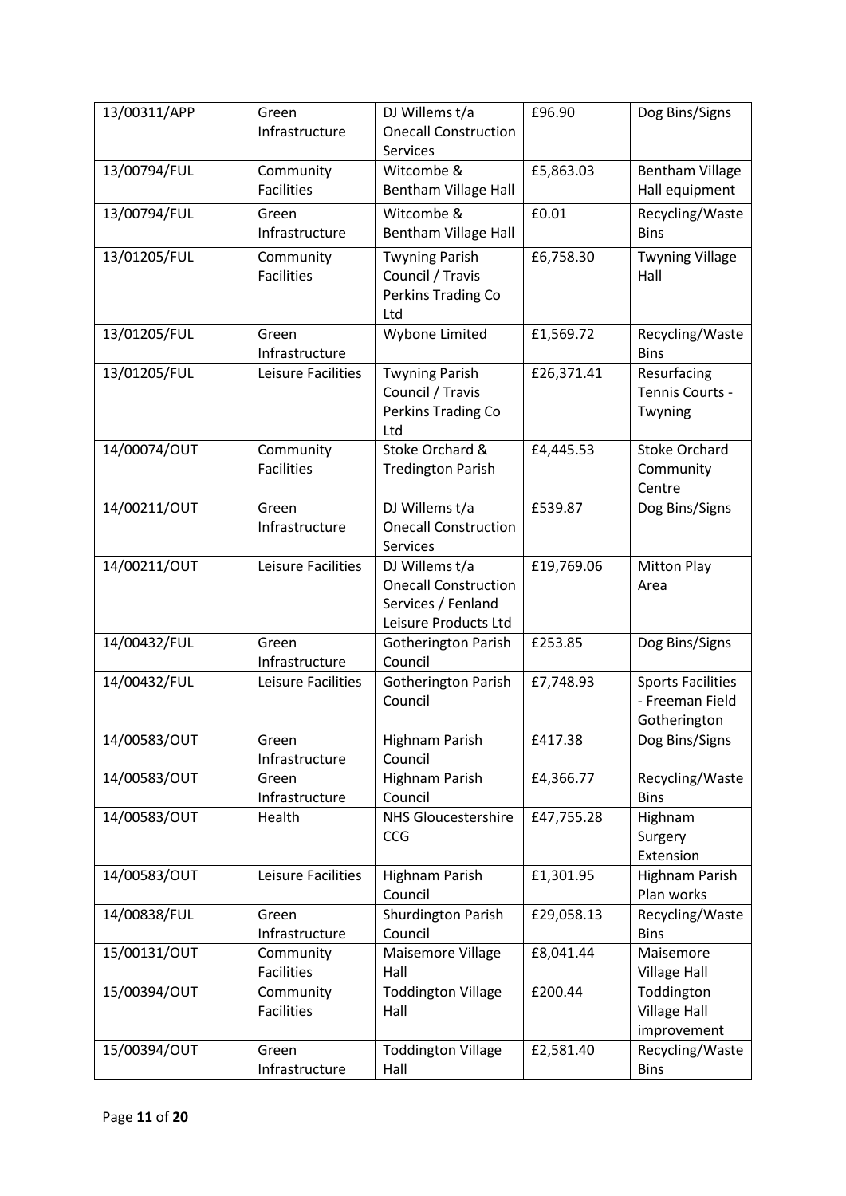| 13/00311/APP | Green Infrastructure | DJ Willems t/a Onecall Construction Services | £96.90 | Dog Bins/Signs |
|---|---|---|---|---|
| 13/00794/FUL | Community Facilities | Witcombe & Bentham Village Hall | £5,863.03 | Bentham Village Hall equipment |
| 13/00794/FUL | Green Infrastructure | Witcombe & Bentham Village Hall | £0.01 | Recycling/Waste Bins |
| 13/01205/FUL | Community Facilities | Twyning Parish Council / Travis Perkins Trading Co Ltd | £6,758.30 | Twyning Village Hall |
| 13/01205/FUL | Green Infrastructure | Wybone Limited | £1,569.72 | Recycling/Waste Bins |
| 13/01205/FUL | Leisure Facilities | Twyning Parish Council / Travis Perkins Trading Co Ltd | £26,371.41 | Resurfacing Tennis Courts - Twyning |
| 14/00074/OUT | Community Facilities | Stoke Orchard & Tredington Parish | £4,445.53 | Stoke Orchard Community Centre |
| 14/00211/OUT | Green Infrastructure | DJ Willems t/a Onecall Construction Services | £539.87 | Dog Bins/Signs |
| 14/00211/OUT | Leisure Facilities | DJ Willems t/a Onecall Construction Services / Fenland Leisure Products Ltd | £19,769.06 | Mitton Play Area |
| 14/00432/FUL | Green Infrastructure | Gotherington Parish Council | £253.85 | Dog Bins/Signs |
| 14/00432/FUL | Leisure Facilities | Gotherington Parish Council | £7,748.93 | Sports Facilities - Freeman Field Gotherington |
| 14/00583/OUT | Green Infrastructure | Highnam Parish Council | £417.38 | Dog Bins/Signs |
| 14/00583/OUT | Green Infrastructure | Highnam Parish Council | £4,366.77 | Recycling/Waste Bins |
| 14/00583/OUT | Health | NHS Gloucestershire CCG | £47,755.28 | Highnam Surgery Extension |
| 14/00583/OUT | Leisure Facilities | Highnam Parish Council | £1,301.95 | Highnam Parish Plan works |
| 14/00838/FUL | Green Infrastructure | Shurdington Parish Council | £29,058.13 | Recycling/Waste Bins |
| 15/00131/OUT | Community Facilities | Maisemore Village Hall | £8,041.44 | Maisemore Village Hall |
| 15/00394/OUT | Community Facilities | Toddington Village Hall | £200.44 | Toddington Village Hall improvement |
| 15/00394/OUT | Green Infrastructure | Toddington Village Hall | £2,581.40 | Recycling/Waste Bins |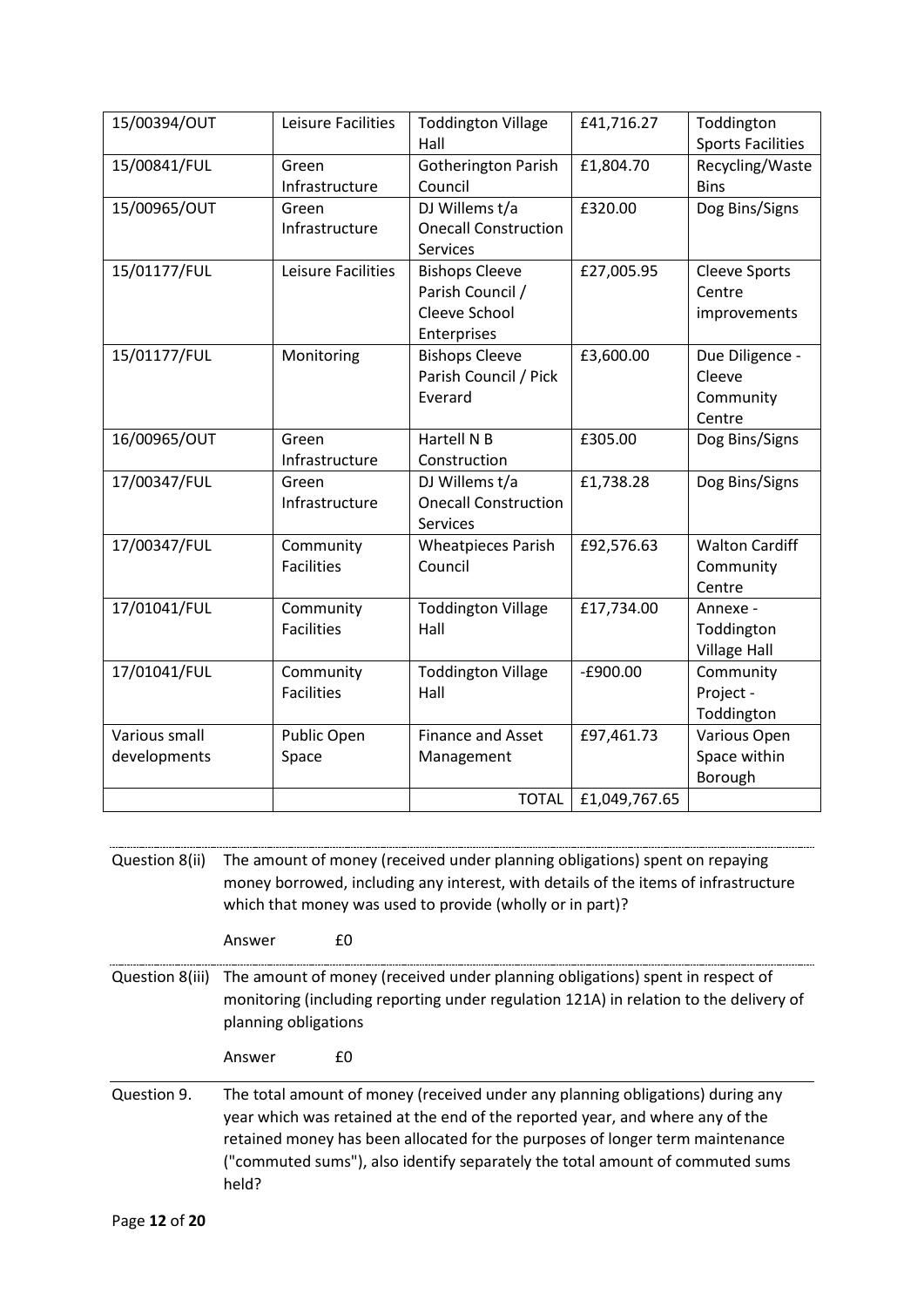| 15/00394/OUT | Leisure Facilities | Toddington Village Hall | £41,716.27 | Toddington Sports Facilities |
|---|---|---|---|---|
| 15/00841/FUL | Green Infrastructure | Gotherington Parish Council | £1,804.70 | Recycling/Waste Bins |
| 15/00965/OUT | Green Infrastructure | DJ Willems t/a Onecall Construction Services | £320.00 | Dog Bins/Signs |
| 15/01177/FUL | Leisure Facilities | Bishops Cleeve Parish Council / Cleeve School Enterprises | £27,005.95 | Cleeve Sports Centre improvements |
| 15/01177/FUL | Monitoring | Bishops Cleeve Parish Council / Pick Everard | £3,600.00 | Due Diligence - Cleeve Community Centre |
| 16/00965/OUT | Green Infrastructure | Hartell N B Construction | £305.00 | Dog Bins/Signs |
| 17/00347/FUL | Green Infrastructure | DJ Willems t/a Onecall Construction Services | £1,738.28 | Dog Bins/Signs |
| 17/00347/FUL | Community Facilities | Wheatpieces Parish Council | £92,576.63 | Walton Cardiff Community Centre |
| 17/01041/FUL | Community Facilities | Toddington Village Hall | £17,734.00 | Annexe - Toddington Village Hall |
| 17/01041/FUL | Community Facilities | Toddington Village Hall | -£900.00 | Community Project - Toddington |
| Various small developments | Public Open Space | Finance and Asset Management | £97,461.73 | Various Open Space within Borough |
| | | TOTAL | £1,049,767.65 | |

Question 8(ii) The amount of money (received under planning obligations) spent on repaying money borrowed, including any interest, with details of the items of infrastructure which that money was used to provide (wholly or in part)?

Answer £0

Question 8(iii) The amount of money (received under planning obligations) spent in respect of monitoring (including reporting under regulation 121A) in relation to the delivery of planning obligations

Answer £0

Question 9. The total amount of money (received under any planning obligations) during any year which was retained at the end of the reported year, and where any of the retained money has been allocated for the purposes of longer term maintenance ("commuted sums"), also identify separately the total amount of commuted sums held?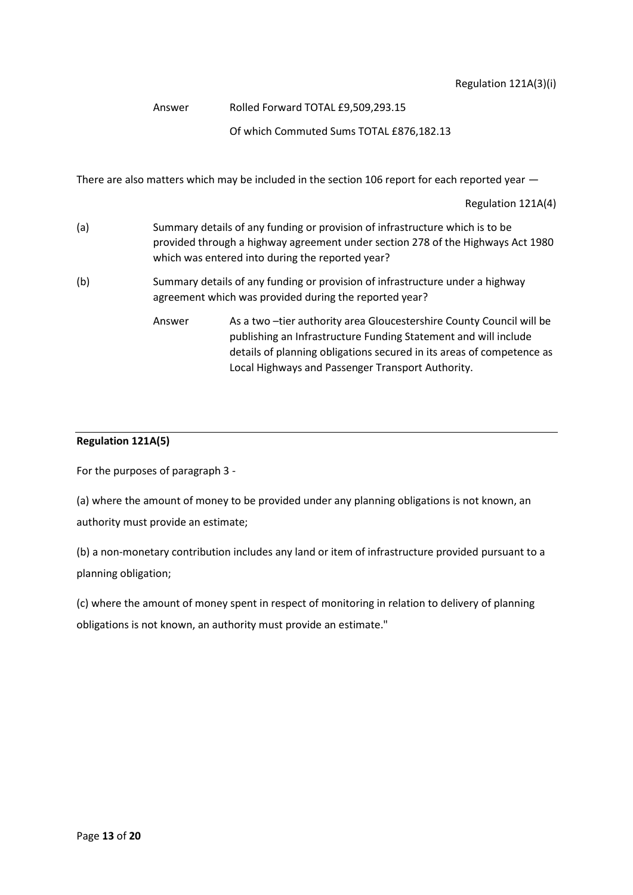Regulation 121A(3)(i)

Answer Rolled Forward TOTAL £9,509,293.15

Of which Commuted Sums TOTAL £876,182.13

There are also matters which may be included in the section 106 report for each reported year —

Regulation 121A(4)

(a) Summary details of any funding or provision of infrastructure which is to be provided through a highway agreement under section 278 of the Highways Act 1980 which was entered into during the reported year?

(b) Summary details of any funding or provision of infrastructure under a highway agreement which was provided during the reported year?

Answer As a two –tier authority area Gloucestershire County Council will be publishing an Infrastructure Funding Statement and will include details of planning obligations secured in its areas of competence as Local Highways and Passenger Transport Authority.

---

**Regulation 121A(5)**

For the purposes of paragraph 3 -

(a) where the amount of money to be provided under any planning obligations is not known, an authority must provide an estimate;

(b) a non-monetary contribution includes any land or item of infrastructure provided pursuant to a planning obligation;

(c) where the amount of money spent in respect of monitoring in relation to delivery of planning obligations is not known, an authority must provide an estimate."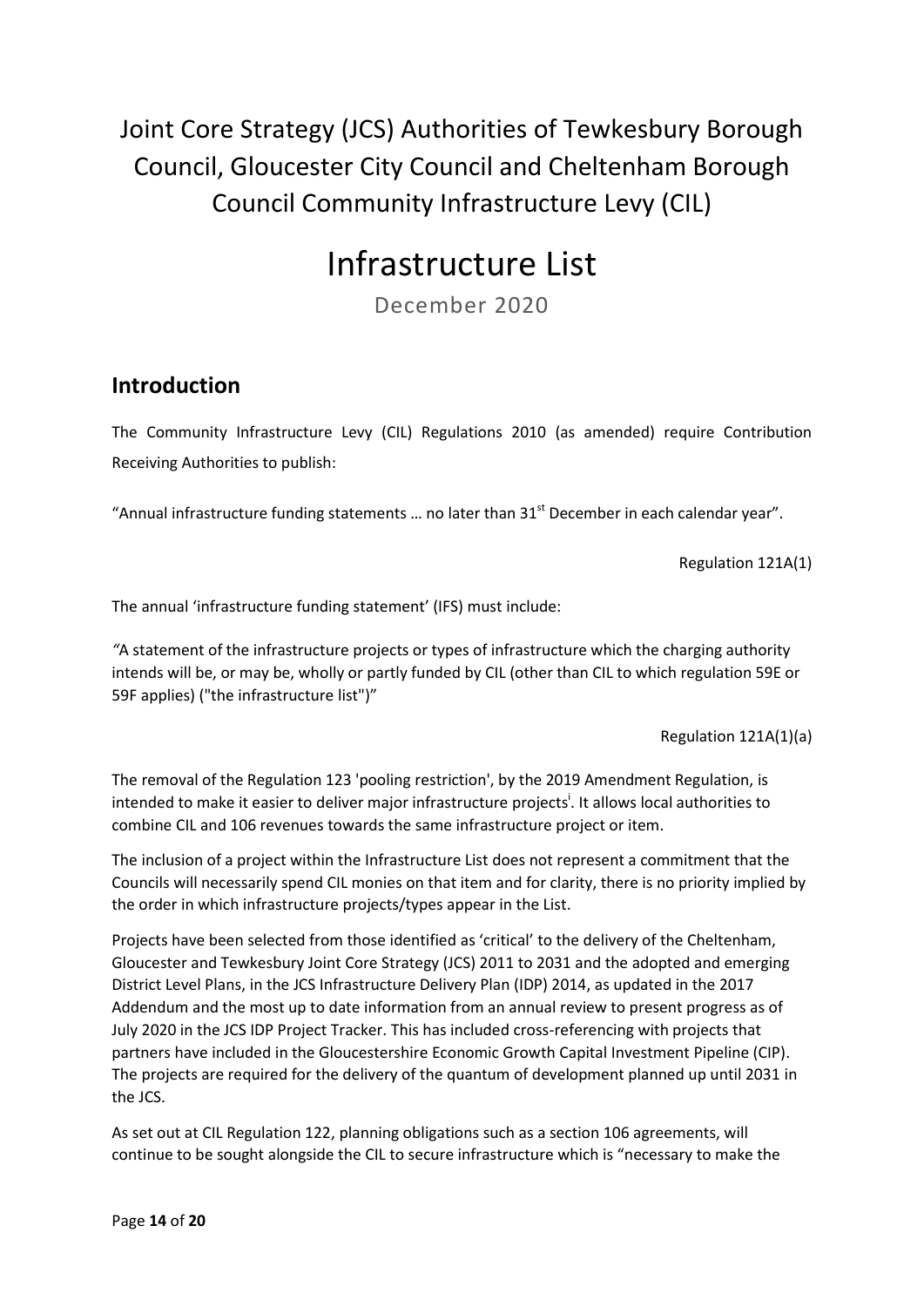# Joint Core Strategy (JCS) Authorities of Tewkesbury Borough Council, Gloucester City Council and Cheltenham Borough Council Community Infrastructure Levy (CIL)

# Infrastructure List

December 2020

## Introduction

The Community Infrastructure Levy (CIL) Regulations 2010 (as amended) require Contribution Receiving Authorities to publish:

"Annual infrastructure funding statements … no later than 31st December in each calendar year".

Regulation 121A(1)

The annual 'infrastructure funding statement' (IFS) must include:

"A statement of the infrastructure projects or types of infrastructure which the charging authority intends will be, or may be, wholly or partly funded by CIL (other than CIL to which regulation 59E or 59F applies) ("the infrastructure list")"

Regulation 121A(1)(a)

The removal of the Regulation 123 'pooling restriction', by the 2019 Amendment Regulation, is intended to make it easier to deliver major infrastructure projects[i]. It allows local authorities to combine CIL and 106 revenues towards the same infrastructure project or item.

The inclusion of a project within the Infrastructure List does not represent a commitment that the Councils will necessarily spend CIL monies on that item and for clarity, there is no priority implied by the order in which infrastructure projects/types appear in the List.

Projects have been selected from those identified as 'critical' to the delivery of the Cheltenham, Gloucester and Tewkesbury Joint Core Strategy (JCS) 2011 to 2031 and the adopted and emerging District Level Plans, in the JCS Infrastructure Delivery Plan (IDP) 2014, as updated in the 2017 Addendum and the most up to date information from an annual review to present progress as of July 2020 in the JCS IDP Project Tracker. This has included cross-referencing with projects that partners have included in the Gloucestershire Economic Growth Capital Investment Pipeline (CIP). The projects are required for the delivery of the quantum of development planned up until 2031 in the JCS.

As set out at CIL Regulation 122, planning obligations such as a section 106 agreements, will continue to be sought alongside the CIL to secure infrastructure which is "necessary to make the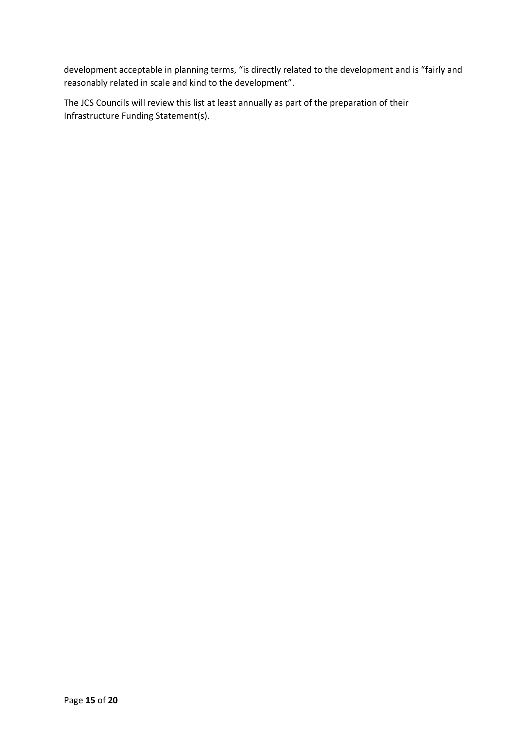development acceptable in planning terms, “is directly related to the development and is “fairly and reasonably related in scale and kind to the development”.

The JCS Councils will review this list at least annually as part of the preparation of their Infrastructure Funding Statement(s).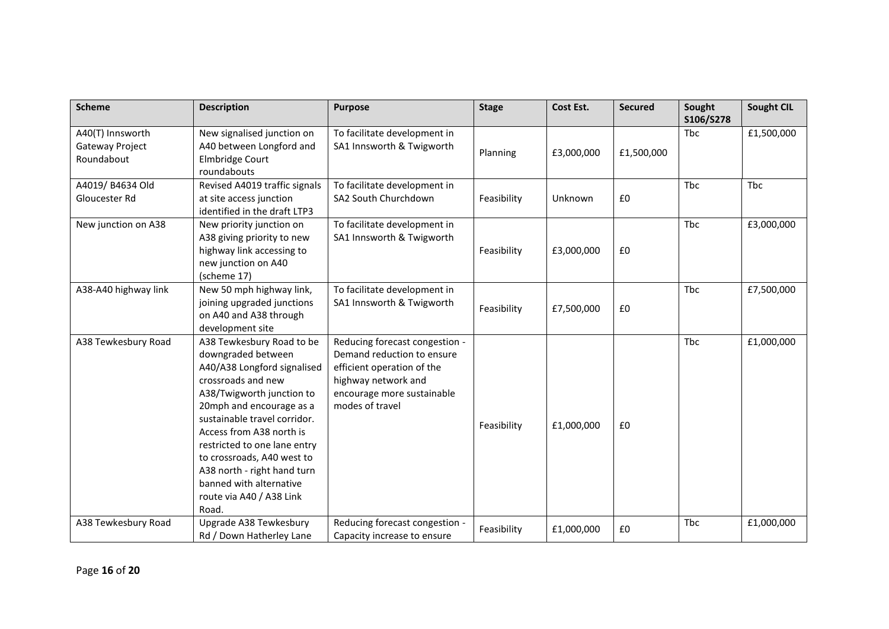| Scheme | Description | Purpose | Stage | Cost Est. | Secured | Sought S106/S278 | Sought CIL |
|---|---|---|---|---|---|---|---|
| A40(T) Innsworth Gateway Project Roundabout | New signalised junction on A40 between Longford and Elmbridge Court roundabouts | To facilitate development in SA1 Innsworth & Twigworth | Planning | £3,000,000 | £1,500,000 | Tbc | £1,500,000 |
| A4019/ B4634 Old Gloucester Rd | Revised A4019 traffic signals at site access junction identified in the draft LTP3 | To facilitate development in SA2 South Churchdown | Feasibility | Unknown | £0 | Tbc | Tbc |
| New junction on A38 | New priority junction on A38 giving priority to new highway link accessing to new junction on A40 (scheme 17) | To facilitate development in SA1 Innsworth & Twigworth | Feasibility | £3,000,000 | £0 | Tbc | £3,000,000 |
| A38-A40 highway link | New 50 mph highway link, joining upgraded junctions on A40 and A38 through development site | To facilitate development in SA1 Innsworth & Twigworth | Feasibility | £7,500,000 | £0 | Tbc | £7,500,000 |
| A38 Tewkesbury Road | A38 Tewkesbury Road to be downgraded between A40/A38 Longford signalised crossroads and new A38/Twigworth junction to 20mph and encourage as a sustainable travel corridor. Access from A38 north is restricted to one lane entry to crossroads, A40 west to A38 north - right hand turn banned with alternative route via A40 / A38 Link Road. | Reducing forecast congestion - Demand reduction to ensure efficient operation of the highway network and encourage more sustainable modes of travel | Feasibility | £1,000,000 | £0 | Tbc | £1,000,000 |
| A38 Tewkesbury Road | Upgrade A38 Tewkesbury Rd / Down Hatherley Lane | Reducing forecast congestion - Capacity increase to ensure | Feasibility | £1,000,000 | £0 | Tbc | £1,000,000 |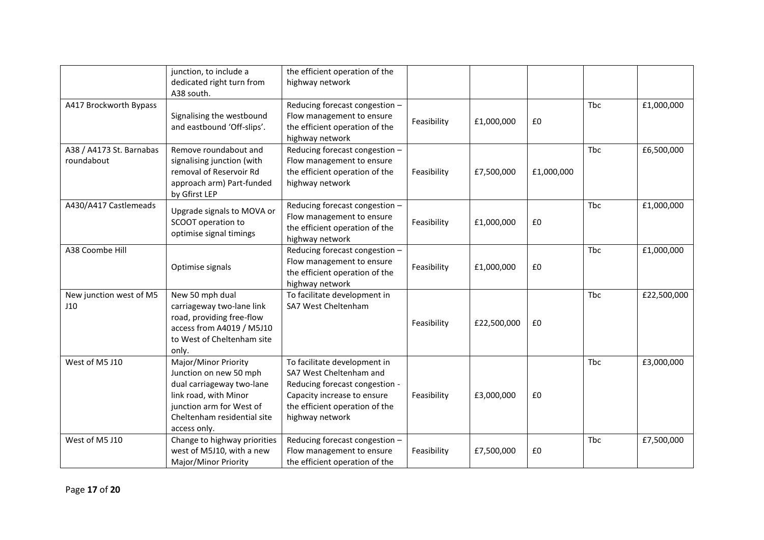| | | | | | | | |
|---|---|---|---|---|---|---|---|
| | junction, to include a dedicated right turn from A38 south. | the efficient operation of the highway network | | | | | |
| A417 Brockworth Bypass | Signalising the westbound and eastbound 'Off-slips'. | Reducing forecast congestion – Flow management to ensure the efficient operation of the highway network | Feasibility | £1,000,000 | £0 | Tbc | £1,000,000 |
| A38 / A4173 St. Barnabas roundabout | Remove roundabout and signalising junction (with removal of Reservoir Rd approach arm) Part-funded by Gfirst LEP | Reducing forecast congestion – Flow management to ensure the efficient operation of the highway network | Feasibility | £7,500,000 | £1,000,000 | Tbc | £6,500,000 |
| A430/A417 Castlemeads | Upgrade signals to MOVA or SCOOT operation to optimise signal timings | Reducing forecast congestion – Flow management to ensure the efficient operation of the highway network | Feasibility | £1,000,000 | £0 | Tbc | £1,000,000 |
| A38 Coombe Hill | Optimise signals | Reducing forecast congestion – Flow management to ensure the efficient operation of the highway network | Feasibility | £1,000,000 | £0 | Tbc | £1,000,000 |
| New junction west of M5 J10 | New 50 mph dual carriageway two-lane link road, providing free-flow access from A4019 / M5J10 to West of Cheltenham site only. | To facilitate development in SA7 West Cheltenham | Feasibility | £22,500,000 | £0 | Tbc | £22,500,000 |
| West of M5 J10 | Major/Minor Priority Junction on new 50 mph dual carriageway two-lane link road, with Minor junction arm for West of Cheltenham residential site access only. | To facilitate development in SA7 West Cheltenham and Reducing forecast congestion - Capacity increase to ensure the efficient operation of the highway network | Feasibility | £3,000,000 | £0 | Tbc | £3,000,000 |
| West of M5 J10 | Change to highway priorities west of M5J10, with a new Major/Minor Priority | Reducing forecast congestion – Flow management to ensure the efficient operation of the | Feasibility | £7,500,000 | £0 | Tbc | £7,500,000 |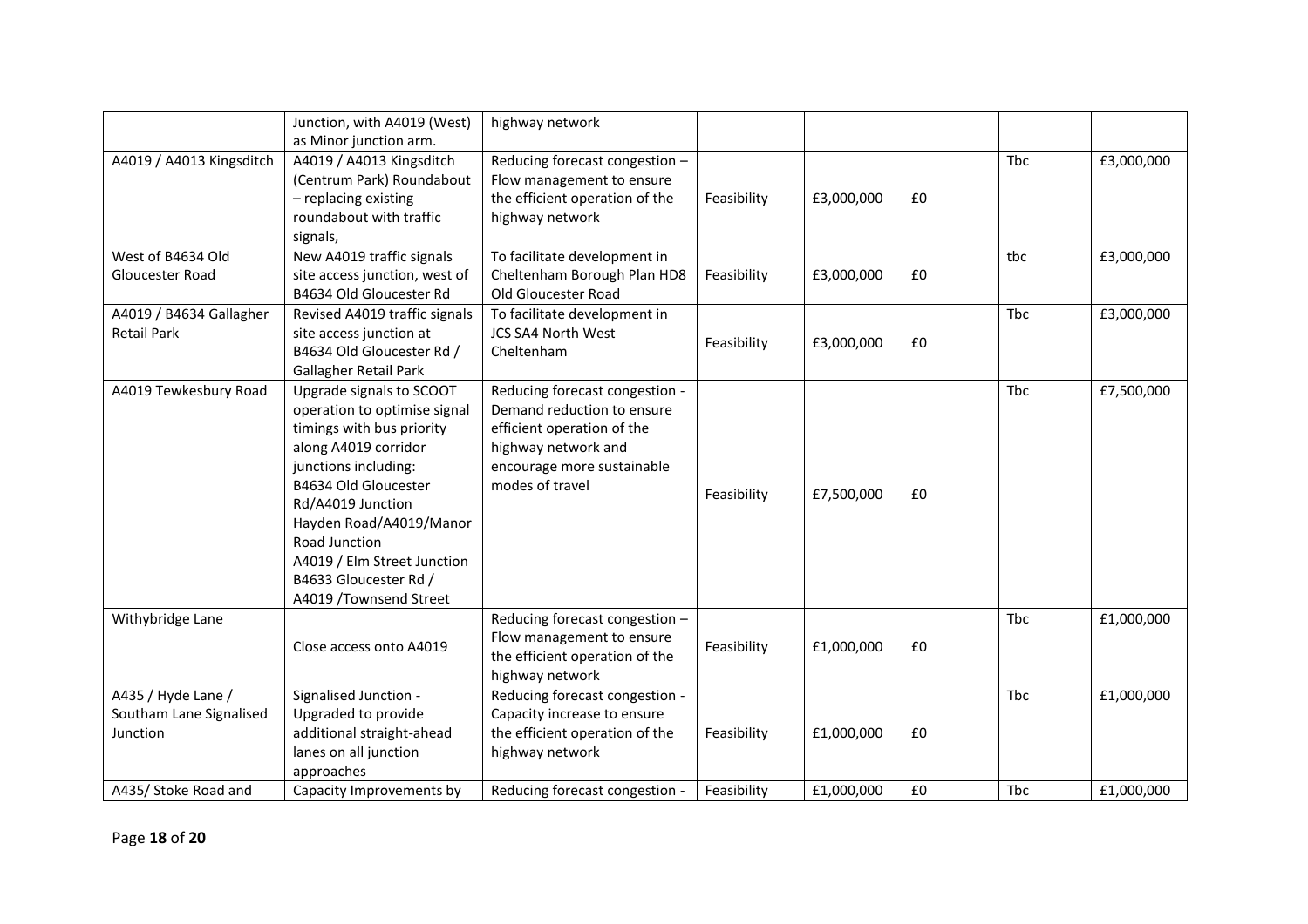|  |  |  |  |  |  |  |  |
|---|---|---|---|---|---|---|---|
|  | Junction, with A4019 (West) as Minor junction arm. | highway network |  |  |  |  |  |
| A4019 / A4013 Kingsditch | A4019 / A4013 Kingsditch (Centrum Park) Roundabout – replacing existing roundabout with traffic signals, | Reducing forecast congestion – Flow management to ensure the efficient operation of the highway network | Feasibility | £3,000,000 | £0 | Tbc | £3,000,000 |
| West of B4634 Old Gloucester Road | New A4019 traffic signals site access junction, west of B4634 Old Gloucester Rd | To facilitate development in Cheltenham Borough Plan HD8 Old Gloucester Road | Feasibility | £3,000,000 | £0 | tbc | £3,000,000 |
| A4019 / B4634 Gallagher Retail Park | Revised A4019 traffic signals site access junction at B4634 Old Gloucester Rd / Gallagher Retail Park | To facilitate development in JCS SA4 North West Cheltenham | Feasibility | £3,000,000 | £0 | Tbc | £3,000,000 |
| A4019 Tewkesbury Road | Upgrade signals to SCOOT operation to optimise signal timings with bus priority along A4019 corridor junctions including: B4634 Old Gloucester Rd/A4019 Junction Hayden Road/A4019/Manor Road Junction A4019 / Elm Street Junction B4633 Gloucester Rd / A4019 /Townsend Street | Reducing forecast congestion - Demand reduction to ensure efficient operation of the highway network and encourage more sustainable modes of travel | Feasibility | £7,500,000 | £0 | Tbc | £7,500,000 |
| Withybridge Lane | Close access onto A4019 | Reducing forecast congestion – Flow management to ensure the efficient operation of the highway network | Feasibility | £1,000,000 | £0 | Tbc | £1,000,000 |
| A435 / Hyde Lane / Southam Lane Signalised Junction | Signalised Junction - Upgraded to provide additional straight-ahead lanes on all junction approaches | Reducing forecast congestion - Capacity increase to ensure the efficient operation of the highway network | Feasibility | £1,000,000 | £0 | Tbc | £1,000,000 |
| A435/ Stoke Road and | Capacity Improvements by | Reducing forecast congestion - | Feasibility | £1,000,000 | £0 | Tbc | £1,000,000 |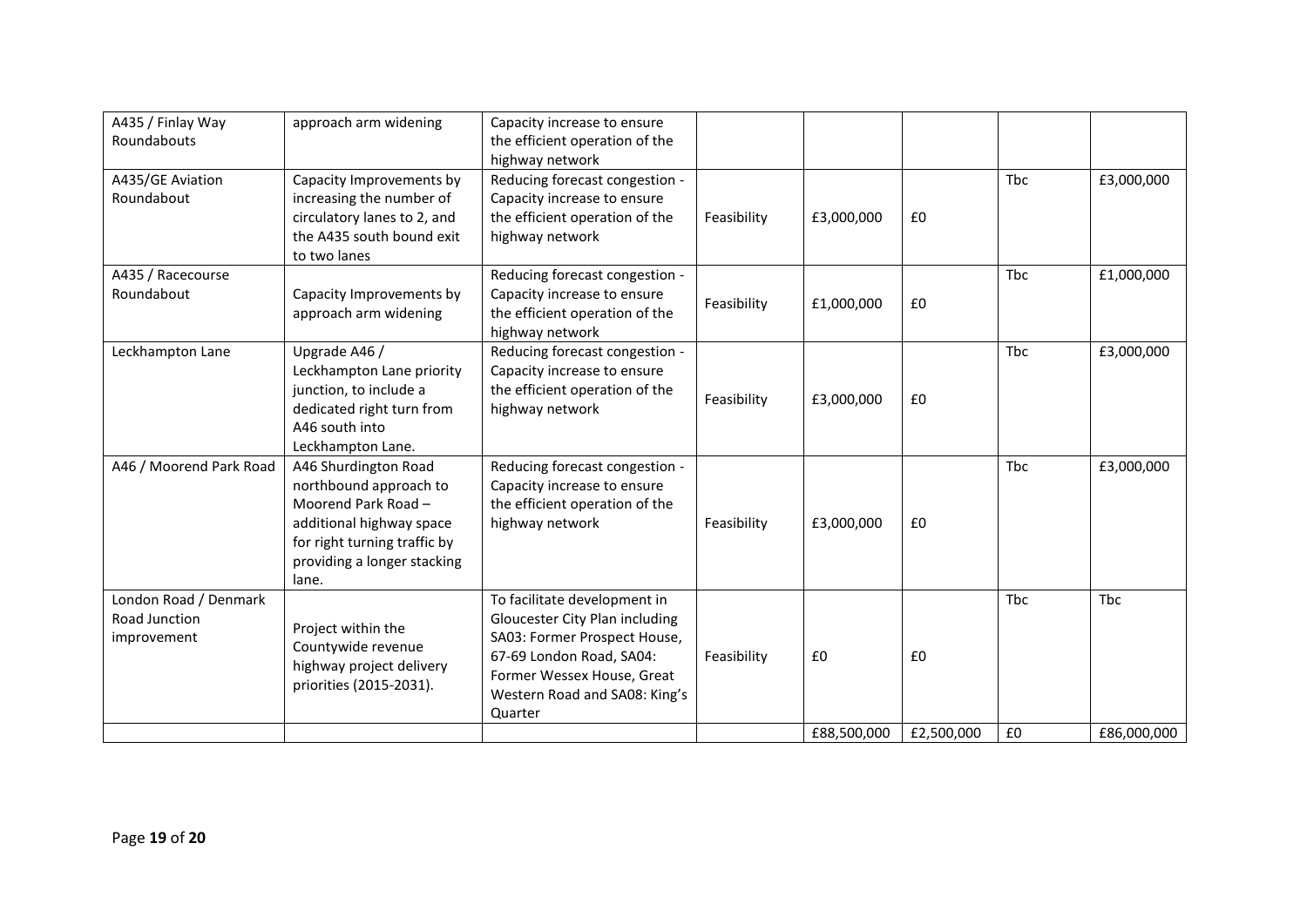| | | | | | | | |
|---|---|---|---|---|---|---|---|
| A435 / Finlay Way Roundabouts | approach arm widening | Capacity increase to ensure the efficient operation of the highway network | | | | | |
| A435/GE Aviation Roundabout | Capacity Improvements by increasing the number of circulatory lanes to 2, and the A435 south bound exit to two lanes | Reducing forecast congestion - Capacity increase to ensure the efficient operation of the highway network | Feasibility | £3,000,000 | £0 | Tbc | £3,000,000 |
| A435 / Racecourse Roundabout | Capacity Improvements by approach arm widening | Reducing forecast congestion - Capacity increase to ensure the efficient operation of the highway network | Feasibility | £1,000,000 | £0 | Tbc | £1,000,000 |
| Leckhampton Lane | Upgrade A46 / Leckhampton Lane priority junction, to include a dedicated right turn from A46 south into Leckhampton Lane. | Reducing forecast congestion - Capacity increase to ensure the efficient operation of the highway network | Feasibility | £3,000,000 | £0 | Tbc | £3,000,000 |
| A46 / Moorend Park Road | A46 Shurdington Road northbound approach to Moorend Park Road – additional highway space for right turning traffic by providing a longer stacking lane. | Reducing forecast congestion - Capacity increase to ensure the efficient operation of the highway network | Feasibility | £3,000,000 | £0 | Tbc | £3,000,000 |
| London Road / Denmark Road Junction improvement | Project within the Countywide revenue highway project delivery priorities (2015-2031). | To facilitate development in Gloucester City Plan including SA03: Former Prospect House, 67-69 London Road, SA04: Former Wessex House, Great Western Road and SA08: King's Quarter | Feasibility | £0 | £0 | Tbc | Tbc |
| | | | | £88,500,000 | £2,500,000 | £0 | £86,000,000 |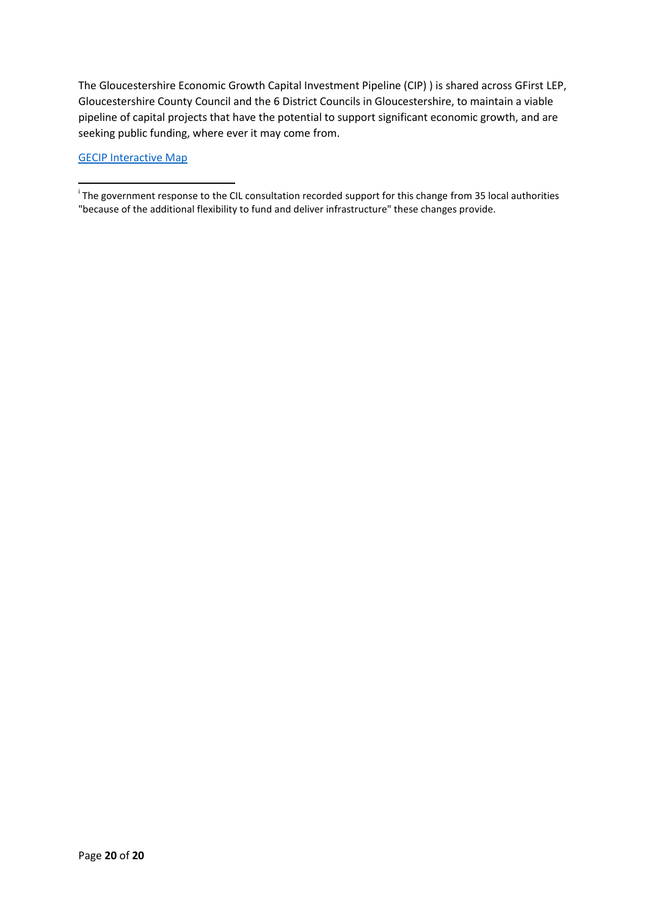The Gloucestershire Economic Growth Capital Investment Pipeline (CIP) ) is shared across GFirst LEP, Gloucestershire County Council and the 6 District Councils in Gloucestershire, to maintain a viable pipeline of capital projects that have the potential to support significant economic growth, and are seeking public funding, where ever it may come from.

GECIP Interactive Map

---

[i] The government response to the CIL consultation recorded support for this change from 35 local authorities "because of the additional flexibility to fund and deliver infrastructure" these changes provide.